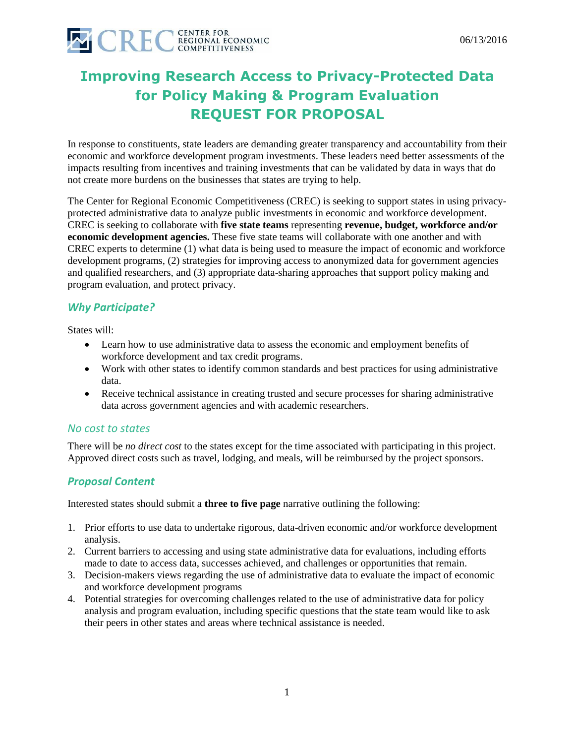CENTER FOR REGIONAL ECONOMIC COMPETITIVENESS

06/13/2016

# Improving Research Access to Privacy-Protected Data for Policy Making & Program Evaluation REQUEST FOR PROPOSAL

In response to constituents, state leaders are demanding greater transparency and accountability from their economic and workforce development program investments. These leaders need better assessments of the impacts resulting from incentives and training investments that can be validated by data in ways that do not create more burdens on the businesses that states are trying to help.

The Center for Regional Economic Competitiveness (CREC) is seeking to support states in using privacy-protected administrative data to analyze public investments in economic and workforce development. CREC is seeking to collaborate with **five state teams** representing **revenue, budget, workforce and/or economic development agencies.** These five state teams will collaborate with one another and with CREC experts to determine (1) what data is being used to measure the impact of economic and workforce development programs, (2) strategies for improving access to anonymized data for government agencies and qualified researchers, and (3) appropriate data-sharing approaches that support policy making and program evaluation, and protect privacy.

## *Why Participate?*

States will:

- Learn how to use administrative data to assess the economic and employment benefits of workforce development and tax credit programs.
- Work with other states to identify common standards and best practices for using administrative data.
- Receive technical assistance in creating trusted and secure processes for sharing administrative data across government agencies and with academic researchers.

## *No cost to states*

There will be *no direct cost* to the states except for the time associated with participating in this project. Approved direct costs such as travel, lodging, and meals, will be reimbursed by the project sponsors.

## *Proposal Content*

Interested states should submit a **three to five page** narrative outlining the following:

1. Prior efforts to use data to undertake rigorous, data-driven economic and/or workforce development analysis.
2. Current barriers to accessing and using state administrative data for evaluations, including efforts made to date to access data, successes achieved, and challenges or opportunities that remain.
3. Decision-makers views regarding the use of administrative data to evaluate the impact of economic and workforce development programs
4. Potential strategies for overcoming challenges related to the use of administrative data for policy analysis and program evaluation, including specific questions that the state team would like to ask their peers in other states and areas where technical assistance is needed.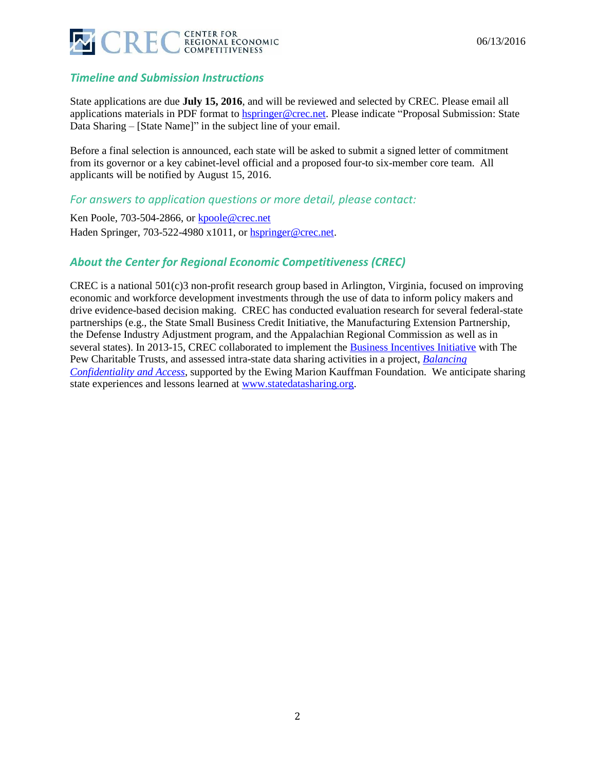## *Timeline and Submission Instructions*

State applications are due **July 15, 2016**, and will be reviewed and selected by CREC. Please email all applications materials in PDF format to hspringer@crec.net. Please indicate "Proposal Submission: State Data Sharing – [State Name]" in the subject line of your email.

Before a final selection is announced, each state will be asked to submit a signed letter of commitment from its governor or a key cabinet-level official and a proposed four-to six-member core team. All applicants will be notified by August 15, 2016.

### *For answers to application questions or more detail, please contact:*

Ken Poole, 703-504-2866, or kpoole@crec.net
Haden Springer, 703-522-4980 x1011, or hspringer@crec.net.

## *About the Center for Regional Economic Competitiveness (CREC)*

CREC is a national 501(c)3 non-profit research group based in Arlington, Virginia, focused on improving economic and workforce development investments through the use of data to inform policy makers and drive evidence-based decision making. CREC has conducted evaluation research for several federal-state partnerships (e.g., the State Small Business Credit Initiative, the Manufacturing Extension Partnership, the Defense Industry Adjustment program, and the Appalachian Regional Commission as well as in several states). In 2013-15, CREC collaborated to implement the Business Incentives Initiative with The Pew Charitable Trusts, and assessed intra-state data sharing activities in a project, *Balancing Confidentiality and Access*, supported by the Ewing Marion Kauffman Foundation. We anticipate sharing state experiences and lessons learned at www.statedatasharing.org.